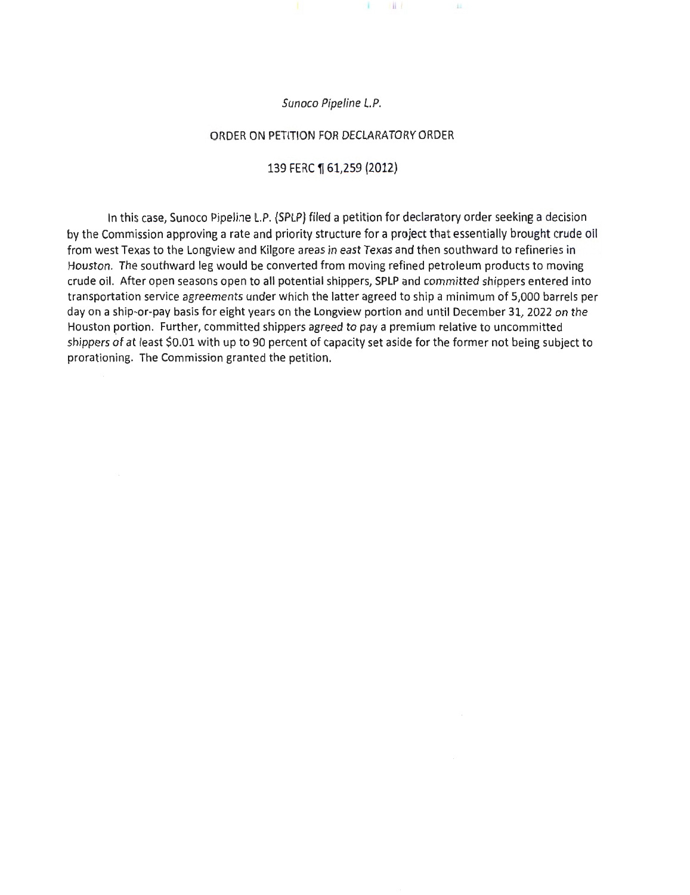*Sunoco Pipeline L.P.*

ORDER ON PETITION FOR DECLARATORY ORDER

139 FERC ¶ 61,259 (2012)

In this case, Sunoco Pipeline L.P. (SPLP) filed a petition for declaratory order seeking a decision by the Commission approving a rate and priority structure for a project that essentially brought crude oil from west Texas to the Longview and Kilgore areas in east Texas and then southward to refineries in Houston. The southward leg would be converted from moving refined petroleum products to moving crude oil. After open seasons open to all potential shippers, SPLP and committed shippers entered into transportation service agreements under which the latter agreed to ship a minimum of 5,000 barrels per day on a ship-or-pay basis for eight years on the Longview portion and until December 31, 2022 on the Houston portion. Further, committed shippers agreed to pay a premium relative to uncommitted shippers of at least $0.01 with up to 90 percent of capacity set aside for the former not being subject to prorationing. The Commission granted the petition.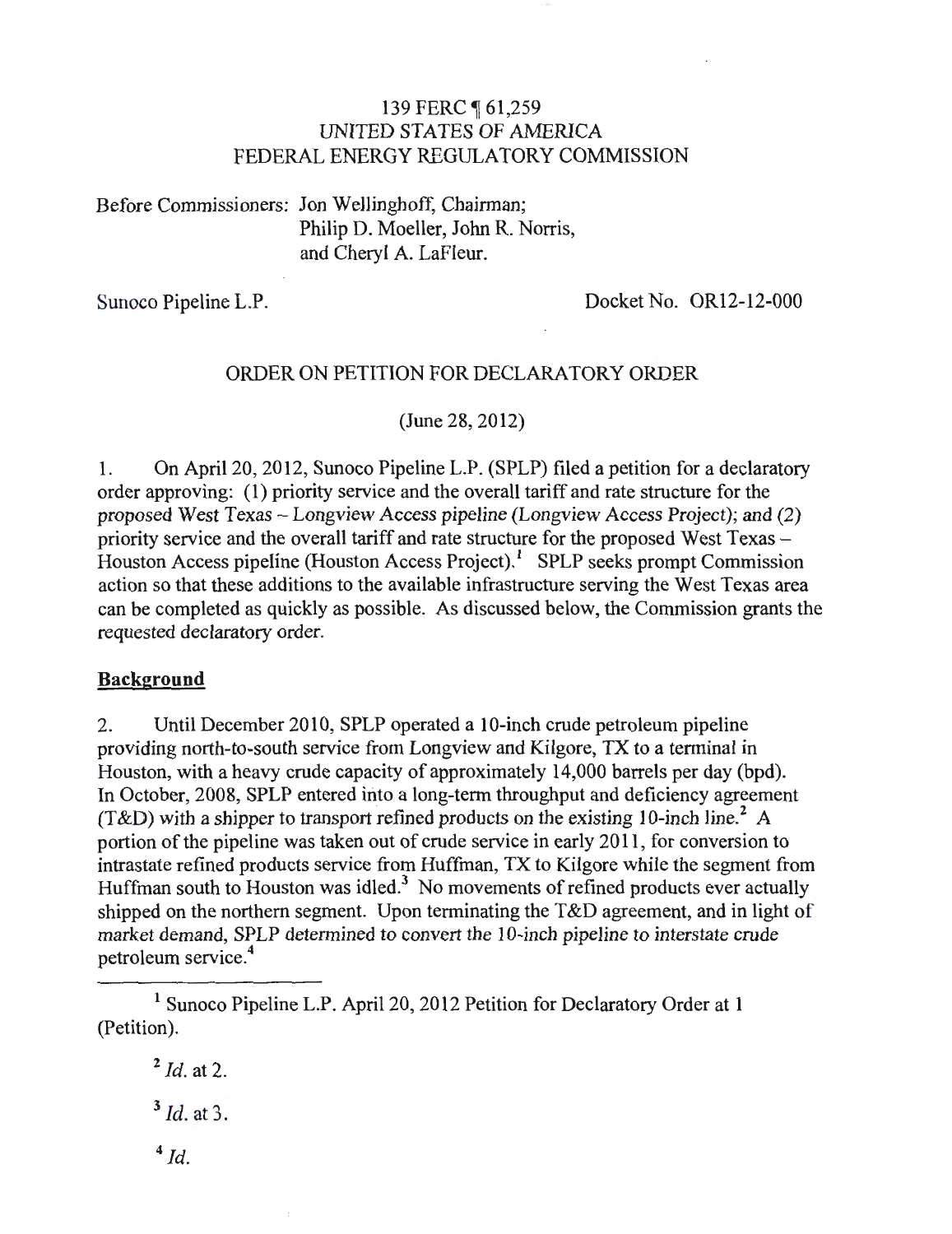139 FERC ¶ 61,259
UNITED STATES OF AMERICA
FEDERAL ENERGY REGULATORY COMMISSION

Before Commissioners: Jon Wellinghoff, Chairman;
Philip D. Moeller, John R. Norris,
and Cheryl A. LaFleur.

Sunoco Pipeline L.P. Docket No. OR12-12-000

ORDER ON PETITION FOR DECLARATORY ORDER

(June 28, 2012)

1. On April 20, 2012, Sunoco Pipeline L.P. (SPLP) filed a petition for a declaratory order approving: (1) priority service and the overall tariff and rate structure for the proposed West Texas – Longview Access pipeline (Longview Access Project); and (2) priority service and the overall tariff and rate structure for the proposed West Texas – Houston Access pipeline (Houston Access Project).[1] SPLP seeks prompt Commission action so that these additions to the available infrastructure serving the West Texas area can be completed as quickly as possible. As discussed below, the Commission grants the requested declaratory order.

## Background

2. Until December 2010, SPLP operated a 10-inch crude petroleum pipeline providing north-to-south service from Longview and Kilgore, TX to a terminal in Houston, with a heavy crude capacity of approximately 14,000 barrels per day (bpd). In October, 2008, SPLP entered into a long-term throughput and deficiency agreement (T&D) with a shipper to transport refined products on the existing 10-inch line.[2] A portion of the pipeline was taken out of crude service in early 2011, for conversion to intrastate refined products service from Huffman, TX to Kilgore while the segment from Huffman south to Houston was idled.[3] No movements of refined products ever actually shipped on the northern segment. Upon terminating the T&D agreement, and in light of market demand, SPLP determined to convert the 10-inch pipeline to interstate crude petroleum service.[4]

---

[1] Sunoco Pipeline L.P. April 20, 2012 Petition for Declaratory Order at 1 (Petition).

[2] *Id.* at 2.

[3] *Id.* at 3.

[4] *Id.*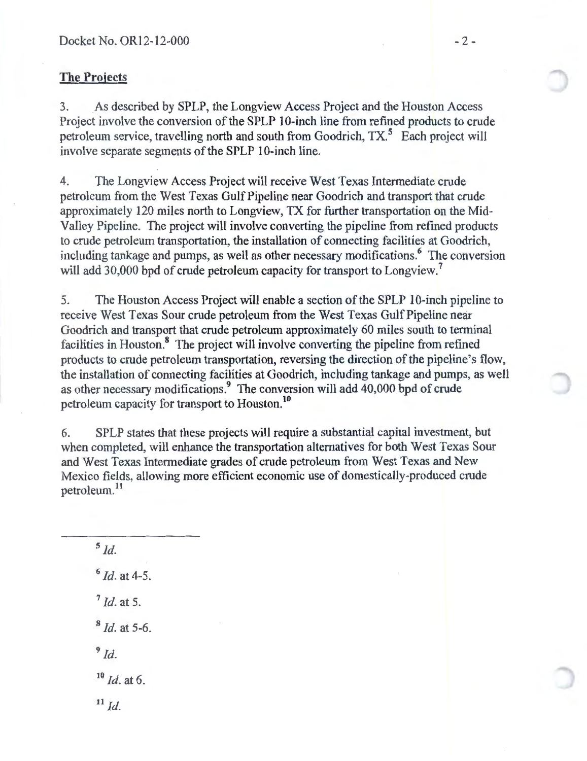## The Projects

3. As described by SPLP, the Longview Access Project and the Houston Access Project involve the conversion of the SPLP 10-inch line from refined products to crude petroleum service, travelling north and south from Goodrich, TX.[5] Each project will involve separate segments of the SPLP 10-inch line.

4. The Longview Access Project will receive West Texas Intermediate crude petroleum from the West Texas Gulf Pipeline near Goodrich and transport that crude approximately 120 miles north to Longview, TX for further transportation on the Mid-Valley Pipeline. The project will involve converting the pipeline from refined products to crude petroleum transportation, the installation of connecting facilities at Goodrich, including tankage and pumps, as well as other necessary modifications.[6] The conversion will add 30,000 bpd of crude petroleum capacity for transport to Longview.[7]

5. The Houston Access Project will enable a section of the SPLP 10-inch pipeline to receive West Texas Sour crude petroleum from the West Texas Gulf Pipeline near Goodrich and transport that crude petroleum approximately 60 miles south to terminal facilities in Houston.[8] The project will involve converting the pipeline from refined products to crude petroleum transportation, reversing the direction of the pipeline's flow, the installation of connecting facilities at Goodrich, including tankage and pumps, as well as other necessary modifications.[9] The conversion will add 40,000 bpd of crude petroleum capacity for transport to Houston.[10]

6. SPLP states that these projects will require a substantial capital investment, but when completed, will enhance the transportation alternatives for both West Texas Sour and West Texas Intermediate grades of crude petroleum from West Texas and New Mexico fields, allowing more efficient economic use of domestically-produced crude petroleum.[11]

---

[5] *Id.*

[6] *Id.* at 4-5.

[7] *Id.* at 5.

[8] *Id.* at 5-6.

[9] *Id.*

[10] *Id.* at 6.

[11] *Id.*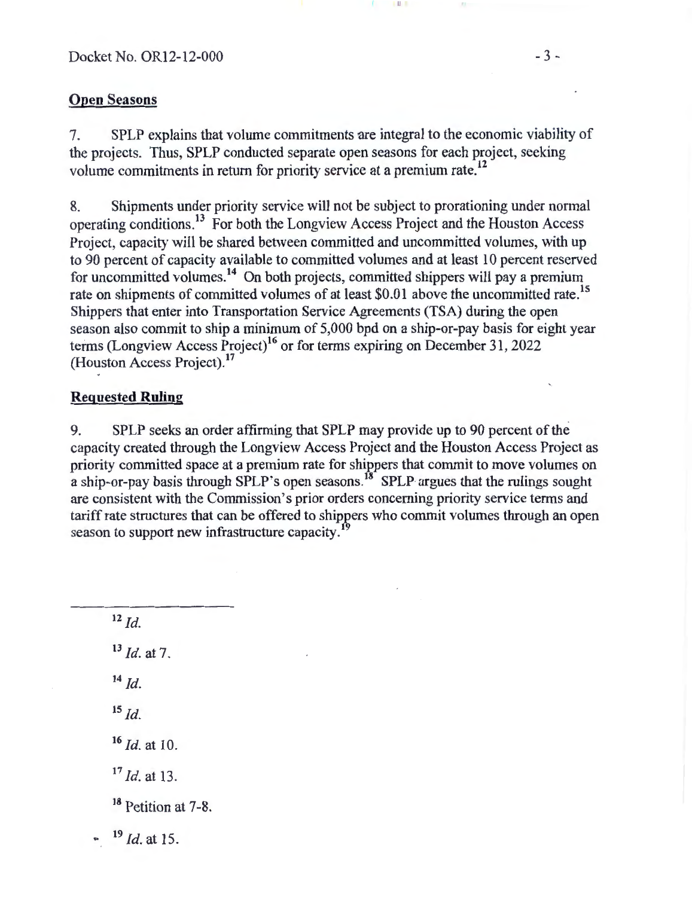## Open Seasons

7. SPLP explains that volume commitments are integral to the economic viability of the projects. Thus, SPLP conducted separate open seasons for each project, seeking volume commitments in return for priority service at a premium rate.[12]

8. Shipments under priority service will not be subject to prorationing under normal operating conditions.[13] For both the Longview Access Project and the Houston Access Project, capacity will be shared between committed and uncommitted volumes, with up to 90 percent of capacity available to committed volumes and at least 10 percent reserved for uncommitted volumes.[14] On both projects, committed shippers will pay a premium rate on shipments of committed volumes of at least $0.01 above the uncommitted rate.[15] Shippers that enter into Transportation Service Agreements (TSA) during the open season also commit to ship a minimum of 5,000 bpd on a ship-or-pay basis for eight year terms (Longview Access Project)[16] or for terms expiring on December 31, 2022 (Houston Access Project).[17]

## Requested Ruling

9. SPLP seeks an order affirming that SPLP may provide up to 90 percent of the capacity created through the Longview Access Project and the Houston Access Project as priority committed space at a premium rate for shippers that commit to move volumes on a ship-or-pay basis through SPLP's open seasons.[18] SPLP argues that the rulings sought are consistent with the Commission's prior orders concerning priority service terms and tariff rate structures that can be offered to shippers who commit volumes through an open season to support new infrastructure capacity.[19]

---

[12] *Id.*

[13] *Id.* at 7.

[14] *Id.*

[15] *Id.*

[16] *Id.* at 10.

[17] *Id.* at 13.

[18] Petition at 7-8.

[19] *Id.* at 15.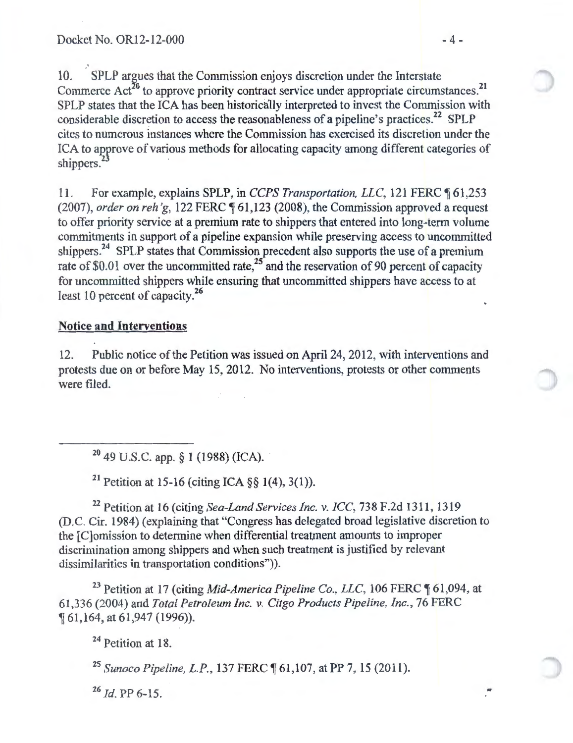10. SPLP argues that the Commission enjoys discretion under the Interstate Commerce Act[20] to approve priority contract service under appropriate circumstances.[21] SPLP states that the ICA has been historically interpreted to invest the Commission with considerable discretion to access the reasonableness of a pipeline's practices.[22] SPLP cites to numerous instances where the Commission has exercised its discretion under the ICA to approve of various methods for allocating capacity among different categories of shippers.[23]

11. For example, explains SPLP, in *CCPS Transportation, LLC*, 121 FERC ¶ 61,253 (2007), *order on reh'g*, 122 FERC ¶ 61,123 (2008), the Commission approved a request to offer priority service at a premium rate to shippers that entered into long-term volume commitments in support of a pipeline expansion while preserving access to uncommitted shippers.[24] SPLP states that Commission precedent also supports the use of a premium rate of $0.01 over the uncommitted rate,[25] and the reservation of 90 percent of capacity for uncommitted shippers while ensuring that uncommitted shippers have access to at least 10 percent of capacity.[26]

## Notice and Interventions

12. Public notice of the Petition was issued on April 24, 2012, with interventions and protests due on or before May 15, 2012. No interventions, protests or other comments were filed.

---

[20] 49 U.S.C. app. § 1 (1988) (ICA).

[21] Petition at 15-16 (citing ICA §§ 1(4), 3(1)).

[22] Petition at 16 (citing *Sea-Land Services Inc. v. ICC*, 738 F.2d 1311, 1319 (D.C. Cir. 1984) (explaining that "Congress has delegated broad legislative discretion to the [C]omission to determine when differential treatment amounts to improper discrimination among shippers and when such treatment is justified by relevant dissimilarities in transportation conditions")).

[23] Petition at 17 (citing *Mid-America Pipeline Co., LLC*, 106 FERC ¶ 61,094, at 61,336 (2004) and *Total Petroleum Inc. v. Citgo Products Pipeline, Inc.*, 76 FERC ¶ 61,164, at 61,947 (1996)).

[24] Petition at 18.

[25] *Sunoco Pipeline, L.P.*, 137 FERC ¶ 61,107, at PP 7, 15 (2011).

[26] *Id.* PP 6-15.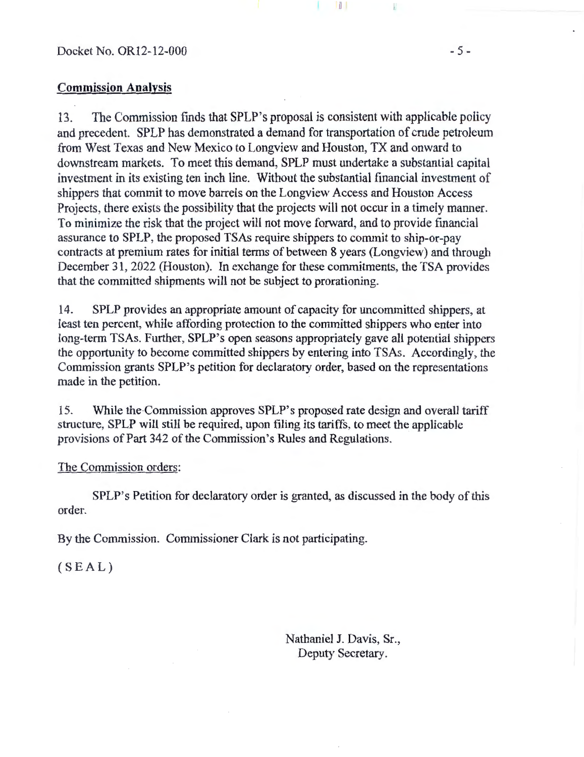## Commission Analysis

13. The Commission finds that SPLP's proposal is consistent with applicable policy and precedent. SPLP has demonstrated a demand for transportation of crude petroleum from West Texas and New Mexico to Longview and Houston, TX and onward to downstream markets. To meet this demand, SPLP must undertake a substantial capital investment in its existing ten inch line. Without the substantial financial investment of shippers that commit to move barrels on the Longview Access and Houston Access Projects, there exists the possibility that the projects will not occur in a timely manner. To minimize the risk that the project will not move forward, and to provide financial assurance to SPLP, the proposed TSAs require shippers to commit to ship-or-pay contracts at premium rates for initial terms of between 8 years (Longview) and through December 31, 2022 (Houston). In exchange for these commitments, the TSA provides that the committed shipments will not be subject to prorationing.

14. SPLP provides an appropriate amount of capacity for uncommitted shippers, at least ten percent, while affording protection to the committed shippers who enter into long-term TSAs. Further, SPLP's open seasons appropriately gave all potential shippers the opportunity to become committed shippers by entering into TSAs. Accordingly, the Commission grants SPLP's petition for declaratory order, based on the representations made in the petition.

15. While the Commission approves SPLP's proposed rate design and overall tariff structure, SPLP will still be required, upon filing its tariffs, to meet the applicable provisions of Part 342 of the Commission's Rules and Regulations.

The Commission orders:

SPLP's Petition for declaratory order is granted, as discussed in the body of this order.

By the Commission. Commissioner Clark is not participating.

( S E A L )

Nathaniel J. Davis, Sr.,
Deputy Secretary.